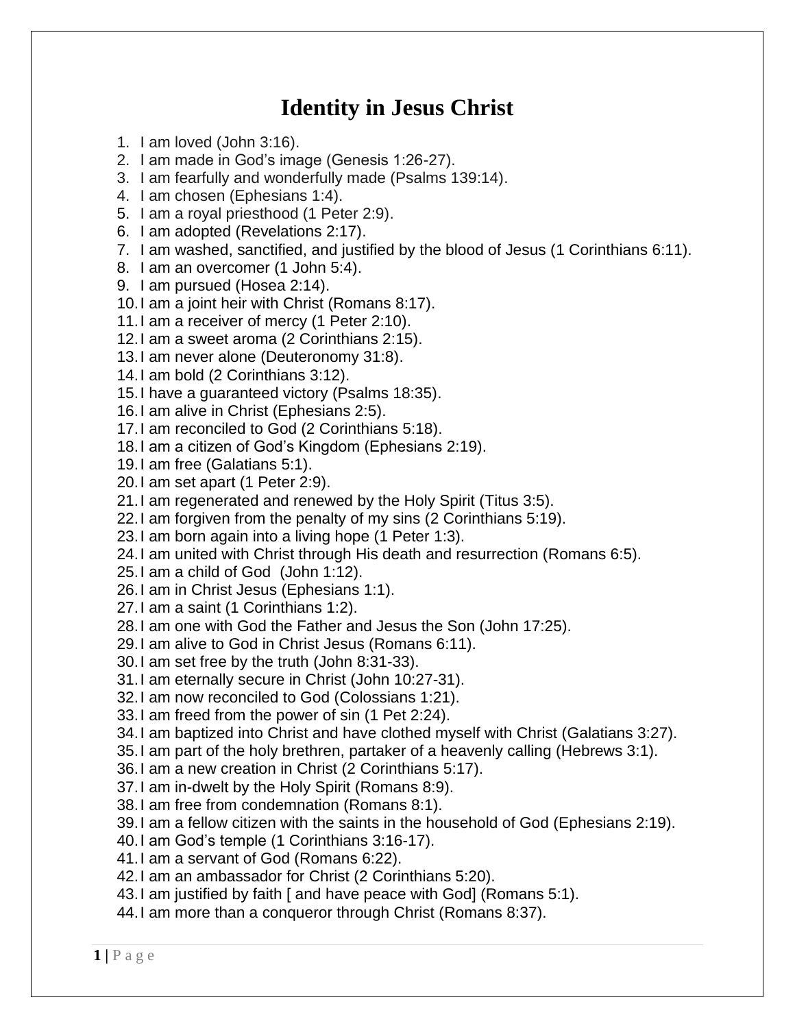# Identity in Jesus Christ

1. I am loved (John 3:16).
2. I am made in God's image (Genesis 1:26-27).
3. I am fearfully and wonderfully made (Psalms 139:14).
4. I am chosen (Ephesians 1:4).
5. I am a royal priesthood (1 Peter 2:9).
6. I am adopted (Revelations 2:17).
7. I am washed, sanctified, and justified by the blood of Jesus (1 Corinthians 6:11).
8. I am an overcomer (1 John 5:4).
9. I am pursued (Hosea 2:14).
10. I am a joint heir with Christ (Romans 8:17).
11. I am a receiver of mercy (1 Peter 2:10).
12. I am a sweet aroma (2 Corinthians 2:15).
13. I am never alone (Deuteronomy 31:8).
14. I am bold (2 Corinthians 3:12).
15. I have a guaranteed victory (Psalms 18:35).
16. I am alive in Christ (Ephesians 2:5).
17. I am reconciled to God (2 Corinthians 5:18).
18. I am a citizen of God's Kingdom (Ephesians 2:19).
19. I am free (Galatians 5:1).
20. I am set apart (1 Peter 2:9).
21. I am regenerated and renewed by the Holy Spirit (Titus 3:5).
22. I am forgiven from the penalty of my sins (2 Corinthians 5:19).
23. I am born again into a living hope (1 Peter 1:3).
24. I am united with Christ through His death and resurrection (Romans 6:5).
25. I am a child of God (John 1:12).
26. I am in Christ Jesus (Ephesians 1:1).
27. I am a saint (1 Corinthians 1:2).
28. I am one with God the Father and Jesus the Son (John 17:25).
29. I am alive to God in Christ Jesus (Romans 6:11).
30. I am set free by the truth (John 8:31-33).
31. I am eternally secure in Christ (John 10:27-31).
32. I am now reconciled to God (Colossians 1:21).
33. I am freed from the power of sin (1 Pet 2:24).
34. I am baptized into Christ and have clothed myself with Christ (Galatians 3:27).
35. I am part of the holy brethren, partaker of a heavenly calling (Hebrews 3:1).
36. I am a new creation in Christ (2 Corinthians 5:17).
37. I am in-dwelt by the Holy Spirit (Romans 8:9).
38. I am free from condemnation (Romans 8:1).
39. I am a fellow citizen with the saints in the household of God (Ephesians 2:19).
40. I am God's temple (1 Corinthians 3:16-17).
41. I am a servant of God (Romans 6:22).
42. I am an ambassador for Christ (2 Corinthians 5:20).
43. I am justified by faith [ and have peace with God] (Romans 5:1).
44. I am more than a conqueror through Christ (Romans 8:37).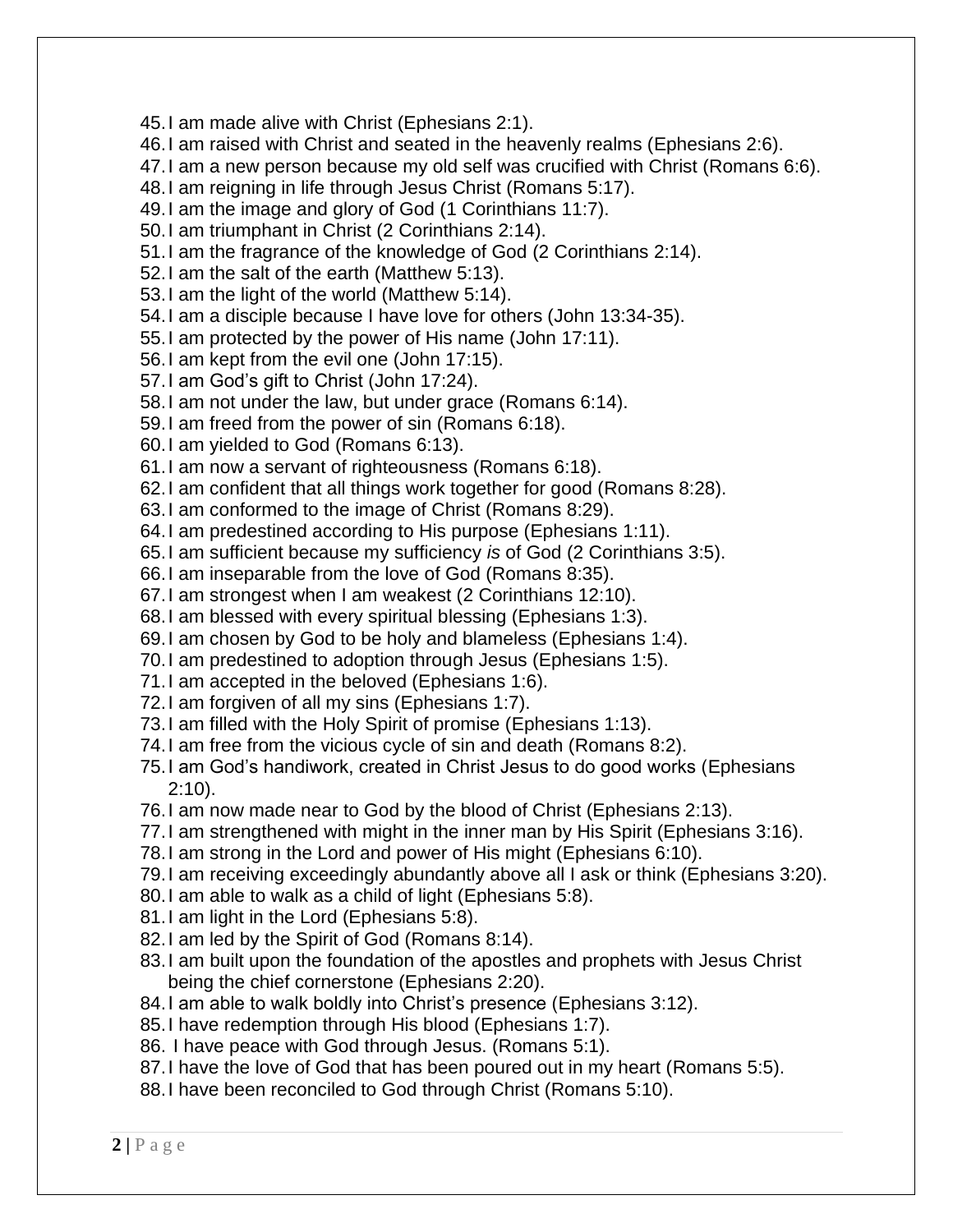45. I am made alive with Christ (Ephesians 2:1).
46. I am raised with Christ and seated in the heavenly realms (Ephesians 2:6).
47. I am a new person because my old self was crucified with Christ (Romans 6:6).
48. I am reigning in life through Jesus Christ (Romans 5:17).
49. I am the image and glory of God (1 Corinthians 11:7).
50. I am triumphant in Christ (2 Corinthians 2:14).
51. I am the fragrance of the knowledge of God (2 Corinthians 2:14).
52. I am the salt of the earth (Matthew 5:13).
53. I am the light of the world (Matthew 5:14).
54. I am a disciple because I have love for others (John 13:34-35).
55. I am protected by the power of His name (John 17:11).
56. I am kept from the evil one (John 17:15).
57. I am God's gift to Christ (John 17:24).
58. I am not under the law, but under grace (Romans 6:14).
59. I am freed from the power of sin (Romans 6:18).
60. I am yielded to God (Romans 6:13).
61. I am now a servant of righteousness (Romans 6:18).
62. I am confident that all things work together for good (Romans 8:28).
63. I am conformed to the image of Christ (Romans 8:29).
64. I am predestined according to His purpose (Ephesians 1:11).
65. I am sufficient because my sufficiency *is* of God (2 Corinthians 3:5).
66. I am inseparable from the love of God (Romans 8:35).
67. I am strongest when I am weakest (2 Corinthians 12:10).
68. I am blessed with every spiritual blessing (Ephesians 1:3).
69. I am chosen by God to be holy and blameless (Ephesians 1:4).
70. I am predestined to adoption through Jesus (Ephesians 1:5).
71. I am accepted in the beloved (Ephesians 1:6).
72. I am forgiven of all my sins (Ephesians 1:7).
73. I am filled with the Holy Spirit of promise (Ephesians 1:13).
74. I am free from the vicious cycle of sin and death (Romans 8:2).
75. I am God's handiwork, created in Christ Jesus to do good works (Ephesians 2:10).
76. I am now made near to God by the blood of Christ (Ephesians 2:13).
77. I am strengthened with might in the inner man by His Spirit (Ephesians 3:16).
78. I am strong in the Lord and power of His might (Ephesians 6:10).
79. I am receiving exceedingly abundantly above all I ask or think (Ephesians 3:20).
80. I am able to walk as a child of light (Ephesians 5:8).
81. I am light in the Lord (Ephesians 5:8).
82. I am led by the Spirit of God (Romans 8:14).
83. I am built upon the foundation of the apostles and prophets with Jesus Christ being the chief cornerstone (Ephesians 2:20).
84. I am able to walk boldly into Christ's presence (Ephesians 3:12).
85. I have redemption through His blood (Ephesians 1:7).
86. I have peace with God through Jesus. (Romans 5:1).
87. I have the love of God that has been poured out in my heart (Romans 5:5).
88. I have been reconciled to God through Christ (Romans 5:10).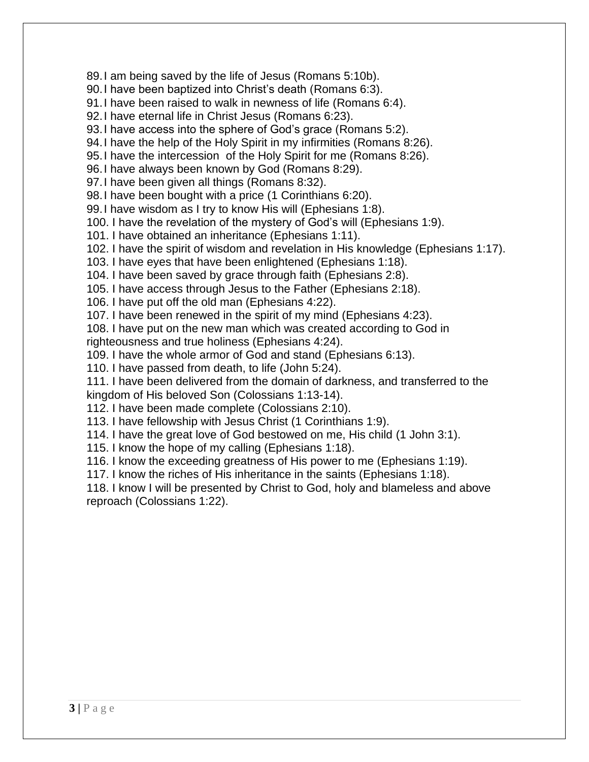89. I am being saved by the life of Jesus (Romans 5:10b).
90. I have been baptized into Christ's death (Romans 6:3).
91. I have been raised to walk in newness of life (Romans 6:4).
92. I have eternal life in Christ Jesus (Romans 6:23).
93. I have access into the sphere of God's grace (Romans 5:2).
94. I have the help of the Holy Spirit in my infirmities (Romans 8:26).
95. I have the intercession of the Holy Spirit for me (Romans 8:26).
96. I have always been known by God (Romans 8:29).
97. I have been given all things (Romans 8:32).
98. I have been bought with a price (1 Corinthians 6:20).
99. I have wisdom as I try to know His will (Ephesians 1:8).
100. I have the revelation of the mystery of God's will (Ephesians 1:9).
101. I have obtained an inheritance (Ephesians 1:11).
102. I have the spirit of wisdom and revelation in His knowledge (Ephesians 1:17).
103. I have eyes that have been enlightened (Ephesians 1:18).
104. I have been saved by grace through faith (Ephesians 2:8).
105. I have access through Jesus to the Father (Ephesians 2:18).
106. I have put off the old man (Ephesians 4:22).
107. I have been renewed in the spirit of my mind (Ephesians 4:23).
108. I have put on the new man which was created according to God in righteousness and true holiness (Ephesians 4:24).
109. I have the whole armor of God and stand (Ephesians 6:13).
110. I have passed from death, to life (John 5:24).
111. I have been delivered from the domain of darkness, and transferred to the kingdom of His beloved Son (Colossians 1:13-14).
112. I have been made complete (Colossians 2:10).
113. I have fellowship with Jesus Christ (1 Corinthians 1:9).
114. I have the great love of God bestowed on me, His child (1 John 3:1).
115. I know the hope of my calling (Ephesians 1:18).
116. I know the exceeding greatness of His power to me (Ephesians 1:19).
117. I know the riches of His inheritance in the saints (Ephesians 1:18).
118. I know I will be presented by Christ to God, holy and blameless and above reproach (Colossians 1:22).